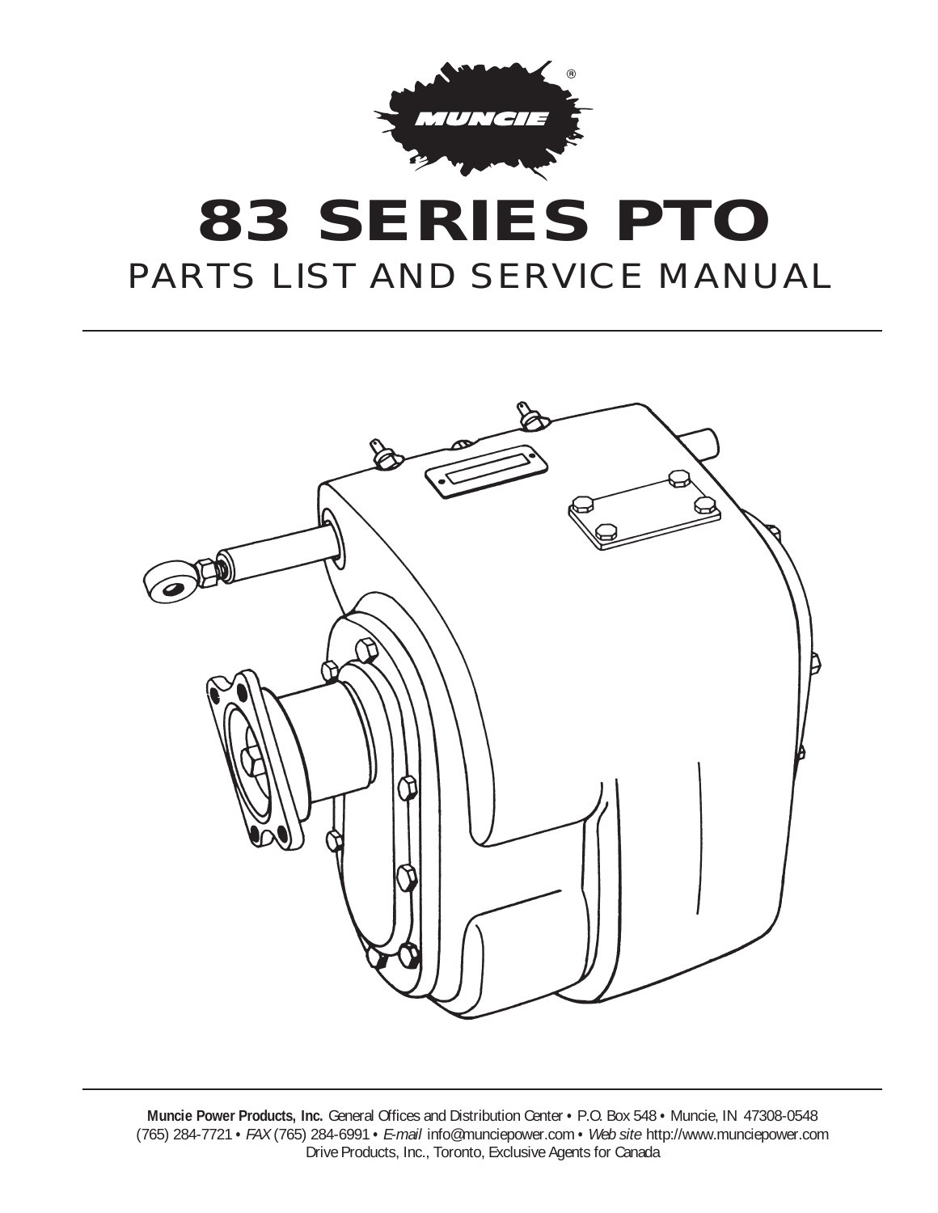MUNCIE®

# 83 SERIES PTO

## PARTS LIST AND SERVICE MANUAL

---

**Muncie Power Products, Inc.** General Offices and Distribution Center • P.O. Box 548 • Muncie, IN 47308-0548
(765) 284-7721 • *FAX* (765) 284-6991 • *E-mail* info@munciepower.com • *Web site* http://www.munciepower.com
Drive Products, Inc., Toronto, Exclusive Agents for Canada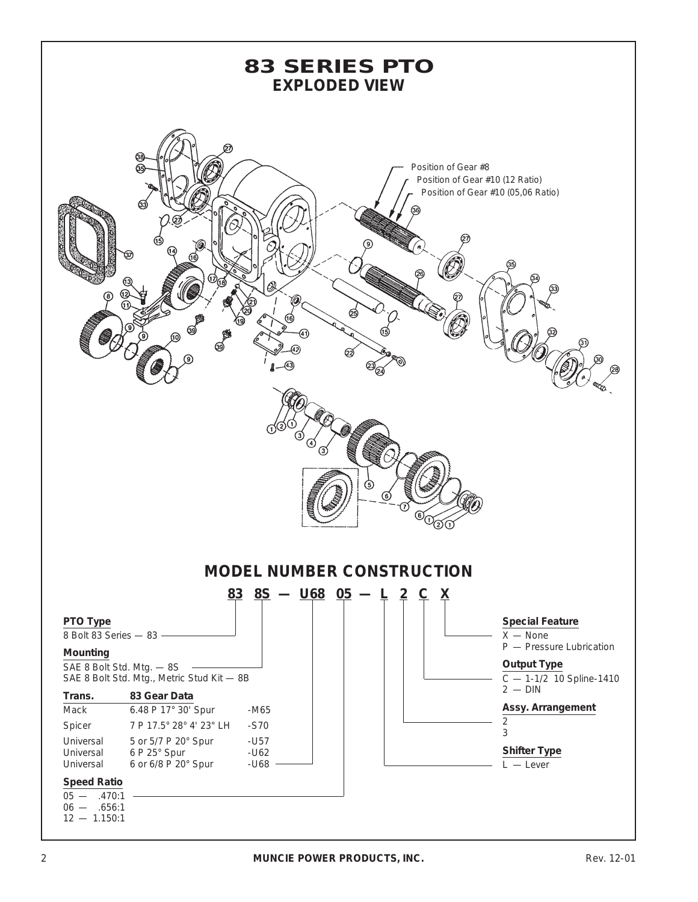# 83 SERIES PTO
## EXPLODED VIEW

Position of Gear #8
Position of Gear #10 (12 Ratio)
Position of Gear #10 (05,06 Ratio)

## MODEL NUMBER CONSTRUCTION

**83 8S — U68 05 — L 2 C X**

**PTO Type**

8 Bolt 83 Series — 83

**Mounting**

SAE 8 Bolt Std. Mtg. — 8S
SAE 8 Bolt Std. Mtg., Metric Stud Kit — 8B

| Trans. | 83 Gear Data | |
|---|---|---|
| Mack | 6.48 P 17° 30' Spur | -M65 |
| Spicer | 7 P 17.5° 28° 4' 23" LH | -S70 |
| Universal | 5 or 5/7 P 20° Spur | -U57 |
| Universal | 6 P 25° Spur | -U62 |
| Universal | 6 or 6/8 P 20° Spur | -U68 |

**Speed Ratio**

05 — .470:1
06 — .656:1
12 — 1.150:1

**Special Feature**

X — None
P — Pressure Lubrication

**Output Type**

C — 1-1/2 10 Spline-1410
2 — DIN

**Assy. Arrangement**

2
3

**Shifter Type**

L — Lever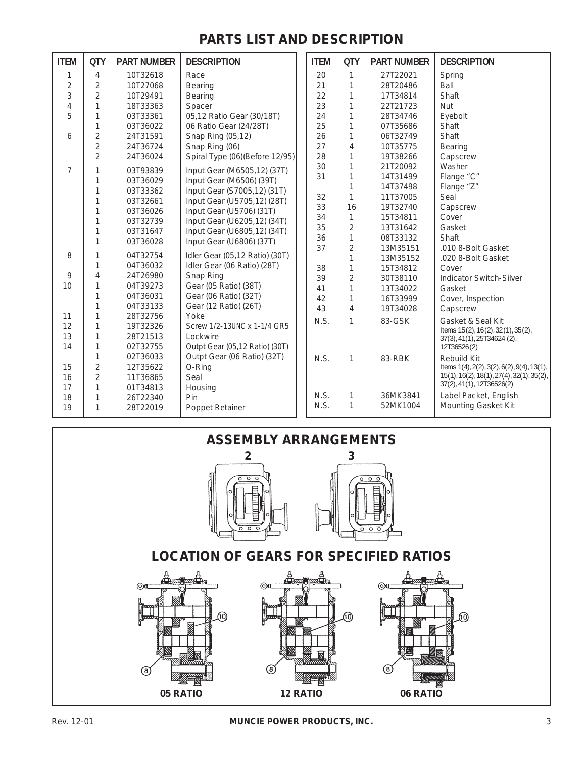# PARTS LIST AND DESCRIPTION

| ITEM | QTY | PART NUMBER | DESCRIPTION |
|---|---|---|---|
| 1 | 4 | 10T32618 | Race |
| 2 | 2 | 10T27068 | Bearing |
| 3 | 2 | 10T29491 | Bearing |
| 4 | 1 | 18T33363 | Spacer |
| 5 | 1 | 03T33361 | 05,12 Ratio Gear (30/18T) |
| | 1 | 03T36022 | 06 Ratio Gear (24/28T) |
| 6 | 2 | 24T31591 | Snap Ring (05,12) |
| | 2 | 24T36724 | Snap Ring (06) |
| | 2 | 24T36024 | Spiral Type (06)(Before 12/95) |
| 7 | 1 | 03T93839 | Input Gear (M6505,12) (37T) |
| | 1 | 03T36029 | Input Gear (M6506) (39T) |
| | 1 | 03T33362 | Input Gear (S7005,12) (31T) |
| | 1 | 03T32661 | Input Gear (U5705,12) (28T) |
| | 1 | 03T36026 | Input Gear (U5706) (31T) |
| | 1 | 03T32739 | Input Gear (U6205,12) (34T) |
| | 1 | 03T31647 | Input Gear (U6805,12) (34T) |
| | 1 | 03T36028 | Input Gear (U6806) (37T) |
| 8 | 1 | 04T32754 | Idler Gear (05,12 Ratio) (30T) |
| | 1 | 04T36032 | Idler Gear (06 Ratio) (28T) |
| 9 | 4 | 24T26980 | Snap Ring |
| 10 | 1 | 04T39273 | Gear (05 Ratio) (38T) |
| | 1 | 04T36031 | Gear (06 Ratio) (32T) |
| | 1 | 04T33133 | Gear (12 Ratio) (26T) |
| 11 | 1 | 28T32756 | Yoke |
| 12 | 1 | 19T32326 | Screw 1/2-13UNC x 1-1/4 GR5 |
| 13 | 1 | 28T21513 | Lockwire |
| 14 | 1 | 02T32755 | Outpt Gear (05,12 Ratio) (30T) |
| | 1 | 02T36033 | Outpt Gear (06 Ratio) (32T) |
| 15 | 2 | 12T35622 | O-Ring |
| 16 | 2 | 11T36865 | Seal |
| 17 | 1 | 01T34813 | Housing |
| 18 | 1 | 26T22340 | Pin |
| 19 | 1 | 28T22019 | Poppet Retainer |
| 20 | 1 | 27T22021 | Spring |
| 21 | 1 | 28T20486 | Ball |
| 22 | 1 | 17T34814 | Shaft |
| 23 | 1 | 22T21723 | Nut |
| 24 | 1 | 28T34746 | Eyebolt |
| 25 | 1 | 07T35686 | Shaft |
| 26 | 1 | 06T32749 | Shaft |
| 27 | 4 | 10T35775 | Bearing |
| 28 | 1 | 19T38266 | Capscrew |
| 30 | 1 | 21T20092 | Washer |
| 31 | 1 | 14T31499 | Flange "C" |
| | 1 | 14T37498 | Flange "Z" |
| 32 | 1 | 11T37005 | Seal |
| 33 | 16 | 19T32740 | Capscrew |
| 34 | 1 | 15T34811 | Cover |
| 35 | 2 | 13T31642 | Gasket |
| 36 | 1 | 08T33132 | Shaft |
| 37 | 2 | 13M35151 | .010 8-Bolt Gasket |
| | 1 | 13M35152 | .020 8-Bolt Gasket |
| 38 | 1 | 15T34812 | Cover |
| 39 | 2 | 30T38110 | Indicator Switch-Silver |
| 41 | 1 | 13T34022 | Gasket |
| 42 | 1 | 16T33999 | Cover, Inspection |
| 43 | 4 | 19T34028 | Capscrew |
| N.S. | 1 | 83-GSK | Gasket & Seal Kit<br>Items 15(2), 16(2), 32(1), 35(2), 37(3), 41(1), 25T34624 (2), 12T36526(2) |
| N.S. | 1 | 83-RBK | Rebuild Kit<br>Items 1(4), 2(2), 3(2), 6(2), 9(4), 13(1), 15(1), 16(2), 18(1), 27(4), 32(1), 35(2), 37(2), 41(1), 12T36526(2) |
| N.S. | 1 | 36MK3841 | Label Packet, English |
| N.S. | 1 | 52MK1004 | Mounting Gasket Kit |

## ASSEMBLY ARRANGEMENTS

2

3

## LOCATION OF GEARS FOR SPECIFIED RATIOS

10

8

05 RATIO

12 RATIO

06 RATIO

Rev. 12-01 MUNCIE POWER PRODUCTS, INC.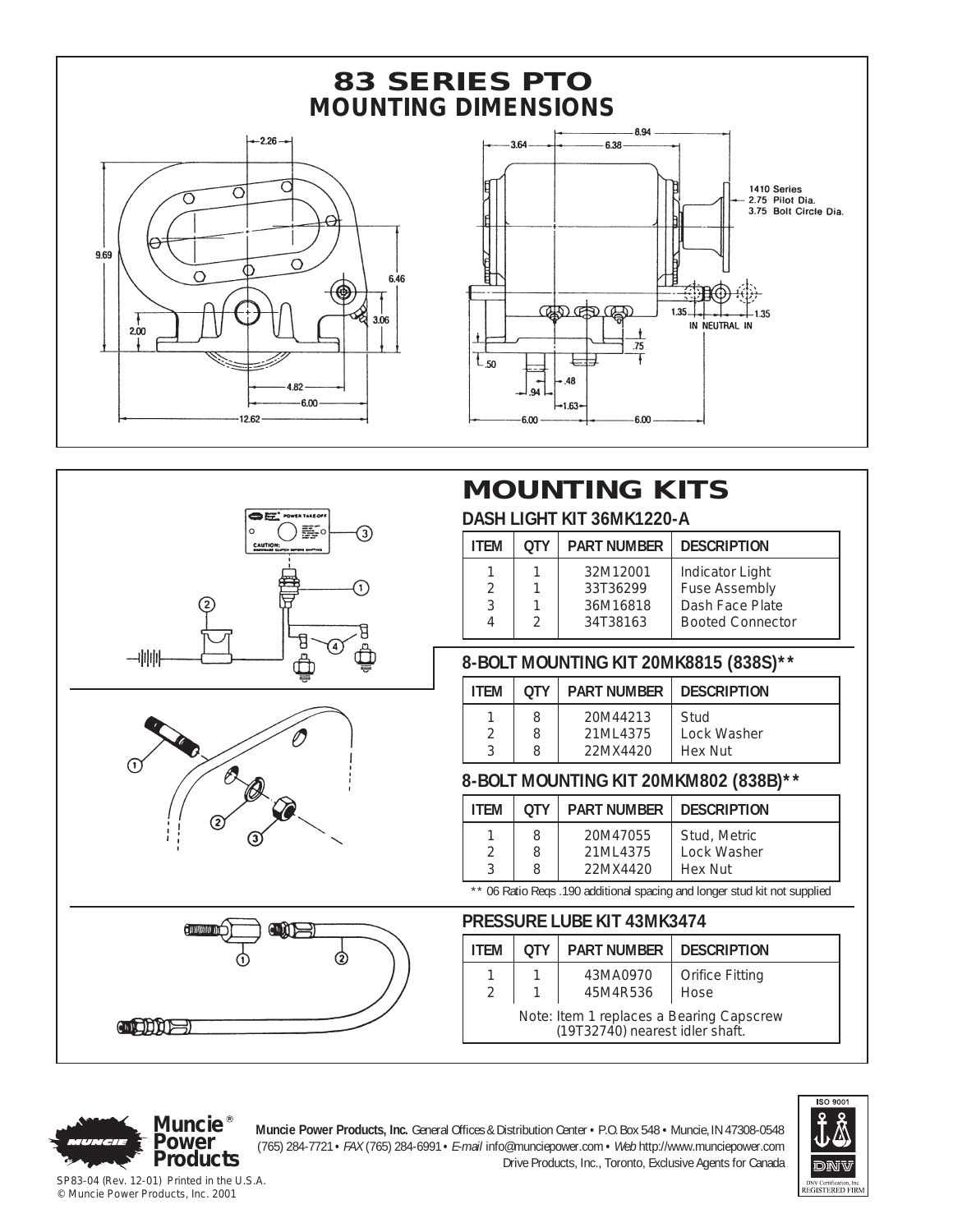# 83 SERIES PTO
## MOUNTING DIMENSIONS

2.26
9.69
6.46
3.06
2.00
4.82
6.00
12.62

3.64
6.38
8.94
1410 Series
2.75 Pilot Dia.
3.75 Bolt Circle Dia.
1.35
1.35
IN NEUTRAL IN
.75
.50
.48
.94
1.63
6.00
6.00

# MOUNTING KITS

### DASH LIGHT KIT 36MK1220-A

| ITEM | QTY | PART NUMBER | DESCRIPTION |
|---|---|---|---|
| 1 | 1 | 32M12001 | Indicator Light |
| 2 | 1 | 33T36299 | Fuse Assembly |
| 3 | 1 | 36M16818 | Dash Face Plate |
| 4 | 2 | 34T38163 | Booted Connector |

### 8-BOLT MOUNTING KIT 20MK8815 (838S)**

| ITEM | QTY | PART NUMBER | DESCRIPTION |
|---|---|---|---|
| 1 | 8 | 20M44213 | Stud |
| 2 | 8 | 21ML4375 | Lock Washer |
| 3 | 8 | 22MX4420 | Hex Nut |

### 8-BOLT MOUNTING KIT 20MKM802 (838B)**

| ITEM | QTY | PART NUMBER | DESCRIPTION |
|---|---|---|---|
| 1 | 8 | 20M47055 | Stud, Metric |
| 2 | 8 | 21ML4375 | Lock Washer |
| 3 | 8 | 22MX4420 | Hex Nut |

** 06 Ratio Reqs .190 additional spacing and longer stud kit not supplied

### PRESSURE LUBE KIT 43MK3474

| ITEM | QTY | PART NUMBER | DESCRIPTION |
|---|---|---|---|
| 1 | 1 | 43MA0970 | Orifice Fitting |
| 2 | 1 | 45M4R536 | Hose |

Note: Item 1 replaces a Bearing Capscrew (19T32740) nearest idler shaft.

Muncie Power Products

**Muncie Power Products, Inc.** General Offices & Distribution Center • P.O. Box 548 • Muncie, IN 47308-0548
(765) 284-7721 • *FAX* (765) 284-6991 • *E-mail* info@munciepower.com • *Web* http://www.munciepower.com
Drive Products, Inc., Toronto, Exclusive Agents for Canada

SP83-04 (Rev. 12-01) Printed in the U.S.A.
© Muncie Power Products, Inc. 2001

ISO 9001
DNV
DNV Certification, Inc.
REGISTERED FIRM